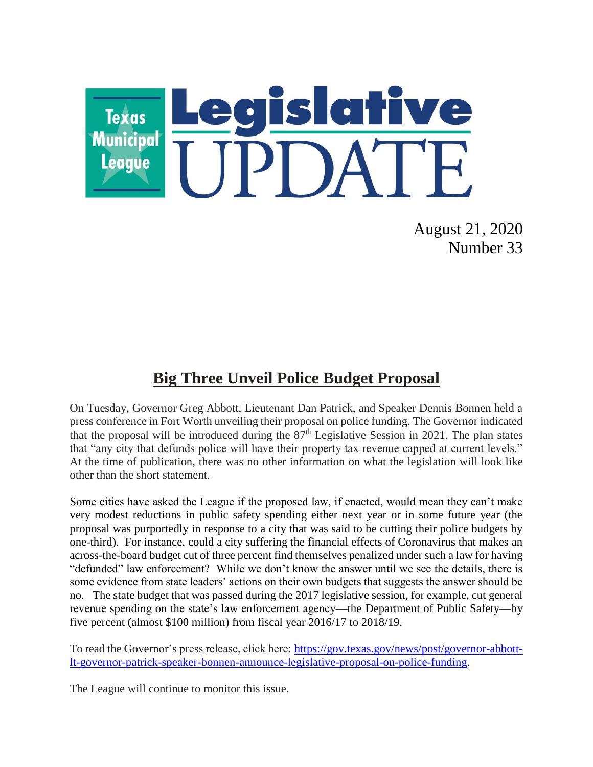# Texas Municipal League Legislative UPDATE

August 21, 2020
Number 33

## Big Three Unveil Police Budget Proposal

On Tuesday, Governor Greg Abbott, Lieutenant Dan Patrick, and Speaker Dennis Bonnen held a press conference in Fort Worth unveiling their proposal on police funding. The Governor indicated that the proposal will be introduced during the 87th Legislative Session in 2021. The plan states that "any city that defunds police will have their property tax revenue capped at current levels." At the time of publication, there was no other information on what the legislation will look like other than the short statement.

Some cities have asked the League if the proposed law, if enacted, would mean they can't make very modest reductions in public safety spending either next year or in some future year (the proposal was purportedly in response to a city that was said to be cutting their police budgets by one-third). For instance, could a city suffering the financial effects of Coronavirus that makes an across-the-board budget cut of three percent find themselves penalized under such a law for having "defunded" law enforcement? While we don't know the answer until we see the details, there is some evidence from state leaders' actions on their own budgets that suggests the answer should be no. The state budget that was passed during the 2017 legislative session, for example, cut general revenue spending on the state's law enforcement agency—the Department of Public Safety—by five percent (almost $100 million) from fiscal year 2016/17 to 2018/19.

To read the Governor's press release, click here: [https://gov.texas.gov/news/post/governor-abbott-lt-governor-patrick-speaker-bonnen-announce-legislative-proposal-on-police-funding](https://gov.texas.gov/news/post/governor-abbott-lt-governor-patrick-speaker-bonnen-announce-legislative-proposal-on-police-funding).

The League will continue to monitor this issue.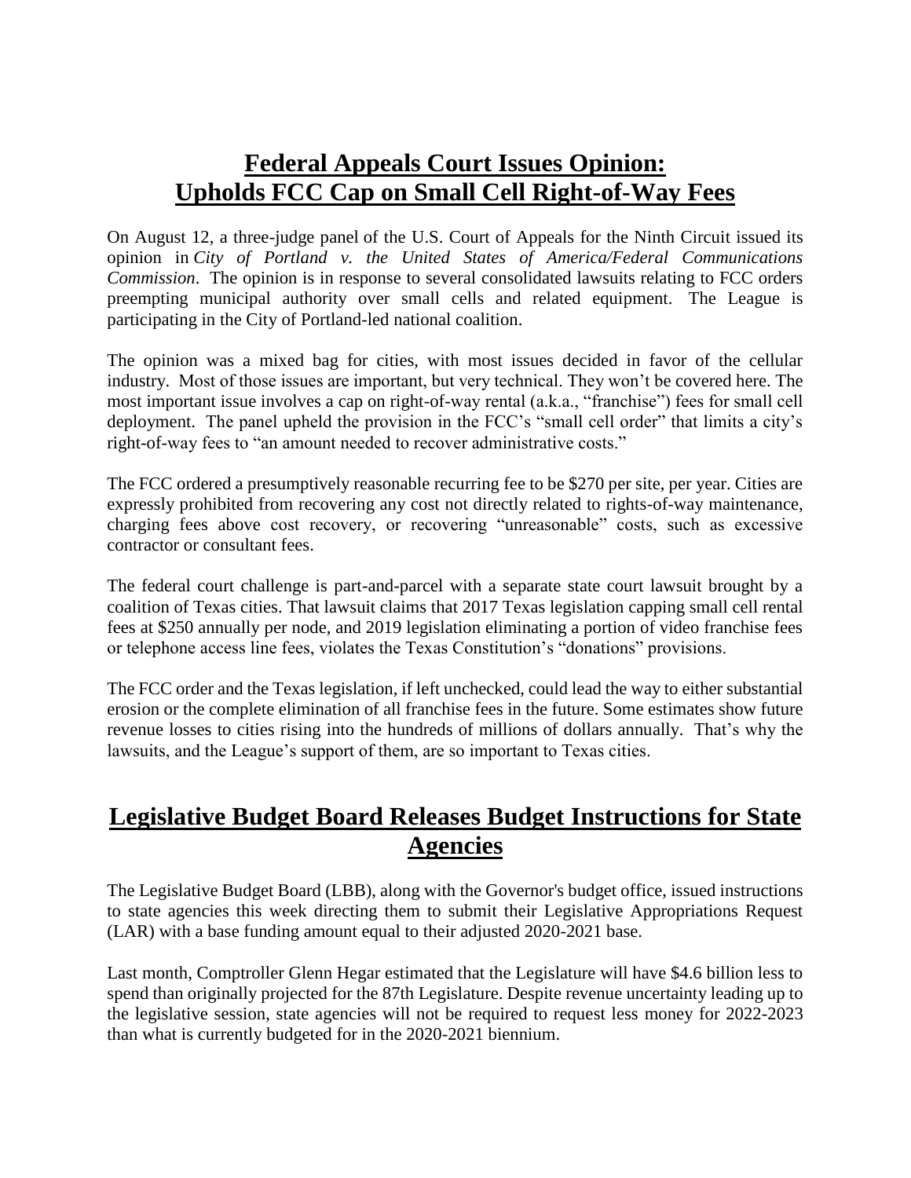## Federal Appeals Court Issues Opinion: Upholds FCC Cap on Small Cell Right-of-Way Fees

On August 12, a three-judge panel of the U.S. Court of Appeals for the Ninth Circuit issued its opinion in *City of Portland v. the United States of America/Federal Communications Commission*. The opinion is in response to several consolidated lawsuits relating to FCC orders preempting municipal authority over small cells and related equipment. The League is participating in the City of Portland-led national coalition.

The opinion was a mixed bag for cities, with most issues decided in favor of the cellular industry. Most of those issues are important, but very technical. They won't be covered here. The most important issue involves a cap on right-of-way rental (a.k.a., "franchise") fees for small cell deployment. The panel upheld the provision in the FCC's "small cell order" that limits a city's right-of-way fees to "an amount needed to recover administrative costs."

The FCC ordered a presumptively reasonable recurring fee to be $270 per site, per year. Cities are expressly prohibited from recovering any cost not directly related to rights-of-way maintenance, charging fees above cost recovery, or recovering "unreasonable" costs, such as excessive contractor or consultant fees.

The federal court challenge is part-and-parcel with a separate state court lawsuit brought by a coalition of Texas cities. That lawsuit claims that 2017 Texas legislation capping small cell rental fees at $250 annually per node, and 2019 legislation eliminating a portion of video franchise fees or telephone access line fees, violates the Texas Constitution's "donations" provisions.

The FCC order and the Texas legislation, if left unchecked, could lead the way to either substantial erosion or the complete elimination of all franchise fees in the future. Some estimates show future revenue losses to cities rising into the hundreds of millions of dollars annually. That's why the lawsuits, and the League's support of them, are so important to Texas cities.

## Legislative Budget Board Releases Budget Instructions for State Agencies

The Legislative Budget Board (LBB), along with the Governor's budget office, issued instructions to state agencies this week directing them to submit their Legislative Appropriations Request (LAR) with a base funding amount equal to their adjusted 2020-2021 base.

Last month, Comptroller Glenn Hegar estimated that the Legislature will have $4.6 billion less to spend than originally projected for the 87th Legislature. Despite revenue uncertainty leading up to the legislative session, state agencies will not be required to request less money for 2022-2023 than what is currently budgeted for in the 2020-2021 biennium.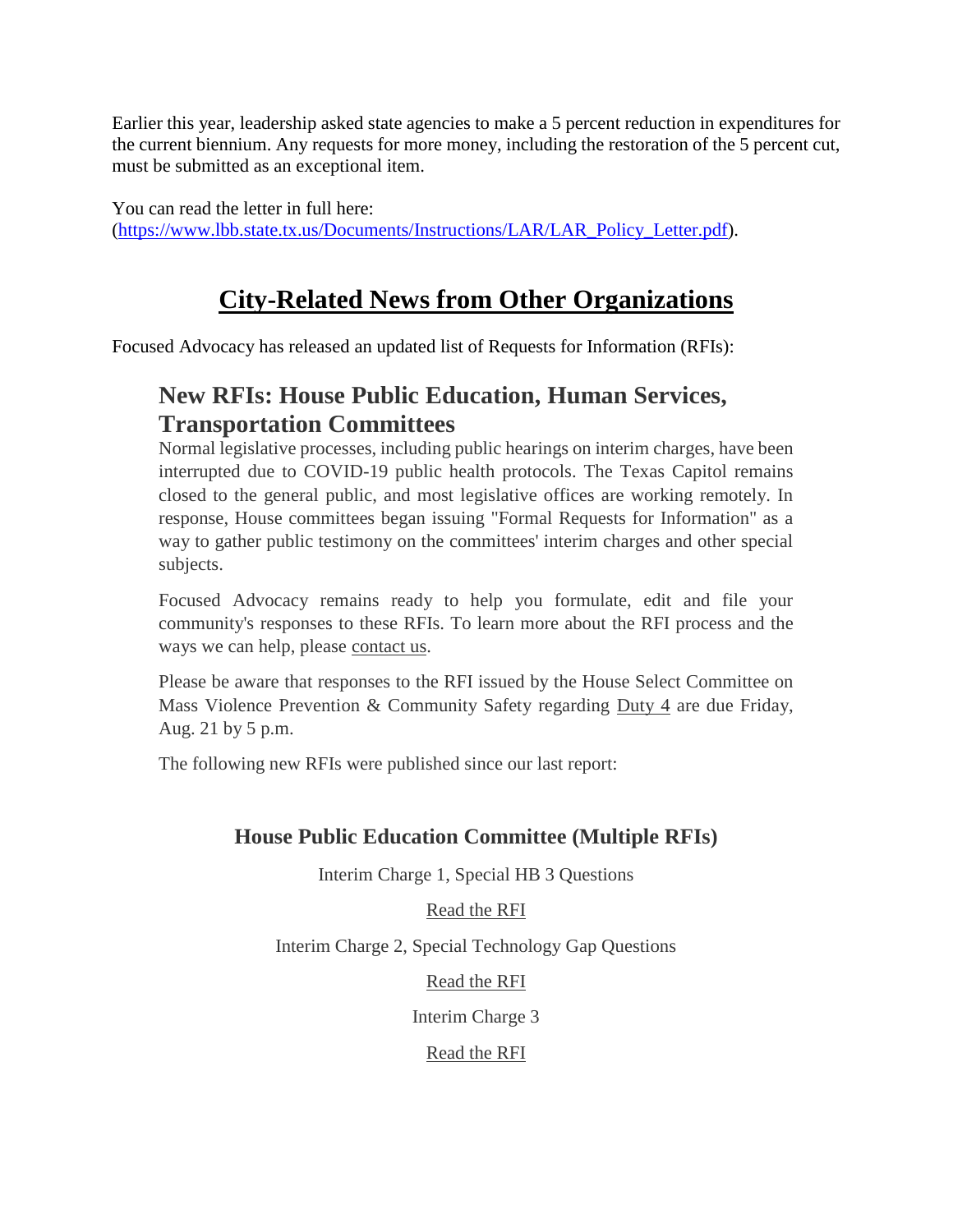Earlier this year, leadership asked state agencies to make a 5 percent reduction in expenditures for the current biennium. Any requests for more money, including the restoration of the 5 percent cut, must be submitted as an exceptional item.

You can read the letter in full here: (https://www.lbb.state.tx.us/Documents/Instructions/LAR/LAR_Policy_Letter.pdf).

# City-Related News from Other Organizations

Focused Advocacy has released an updated list of Requests for Information (RFIs):

## New RFIs: House Public Education, Human Services, Transportation Committees

Normal legislative processes, including public hearings on interim charges, have been interrupted due to COVID-19 public health protocols. The Texas Capitol remains closed to the general public, and most legislative offices are working remotely. In response, House committees began issuing "Formal Requests for Information" as a way to gather public testimony on the committees' interim charges and other special subjects.

Focused Advocacy remains ready to help you formulate, edit and file your community's responses to these RFIs. To learn more about the RFI process and the ways we can help, please contact us.

Please be aware that responses to the RFI issued by the House Select Committee on Mass Violence Prevention & Community Safety regarding Duty 4 are due Friday, Aug. 21 by 5 p.m.

The following new RFIs were published since our last report:

### House Public Education Committee (Multiple RFIs)

Interim Charge 1, Special HB 3 Questions

Read the RFI

Interim Charge 2, Special Technology Gap Questions

Read the RFI

Interim Charge 3

Read the RFI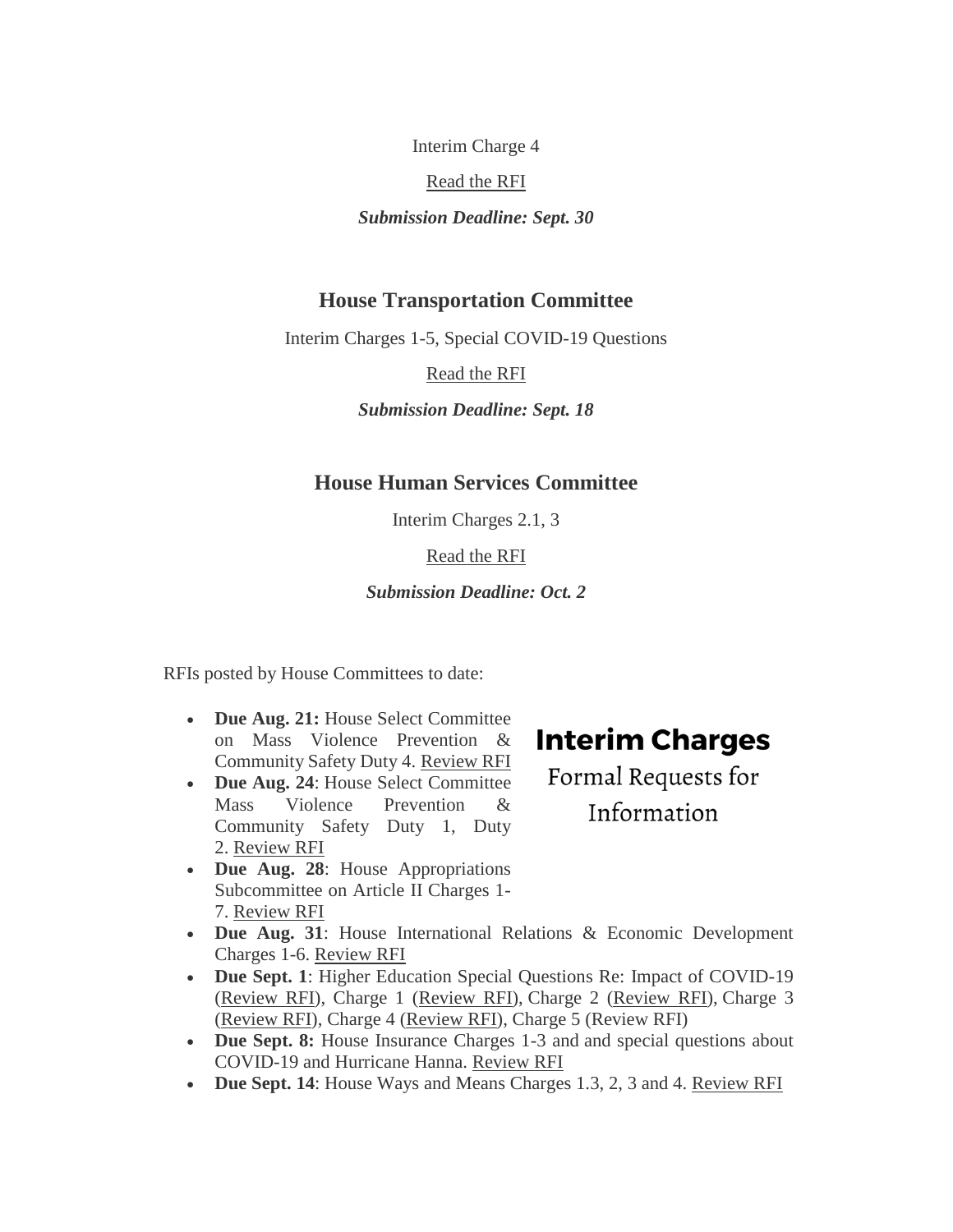Interim Charge 4

Read the RFI

***Submission Deadline: Sept. 30***

### House Transportation Committee

Interim Charges 1-5, Special COVID-19 Questions

Read the RFI

***Submission Deadline: Sept. 18***

### House Human Services Committee

Interim Charges 2.1, 3

Read the RFI

***Submission Deadline: Oct. 2***

RFIs posted by House Committees to date:

**Interim Charges**

Formal Requests for Information

- **Due Aug. 21:** House Select Committee on Mass Violence Prevention & Community Safety Duty 4. Review RFI
- **Due Aug. 24**: House Select Committee Mass Violence Prevention & Community Safety Duty 1, Duty 2. Review RFI
- **Due Aug. 28**: House Appropriations Subcommittee on Article II Charges 1-7. Review RFI
- **Due Aug. 31**: House International Relations & Economic Development Charges 1-6. Review RFI
- **Due Sept. 1**: Higher Education Special Questions Re: Impact of COVID-19 (Review RFI), Charge 1 (Review RFI), Charge 2 (Review RFI), Charge 3 (Review RFI), Charge 4 (Review RFI), Charge 5 (Review RFI)
- **Due Sept. 8:** House Insurance Charges 1-3 and and special questions about COVID-19 and Hurricane Hanna. Review RFI
- **Due Sept. 14**: House Ways and Means Charges 1.3, 2, 3 and 4. Review RFI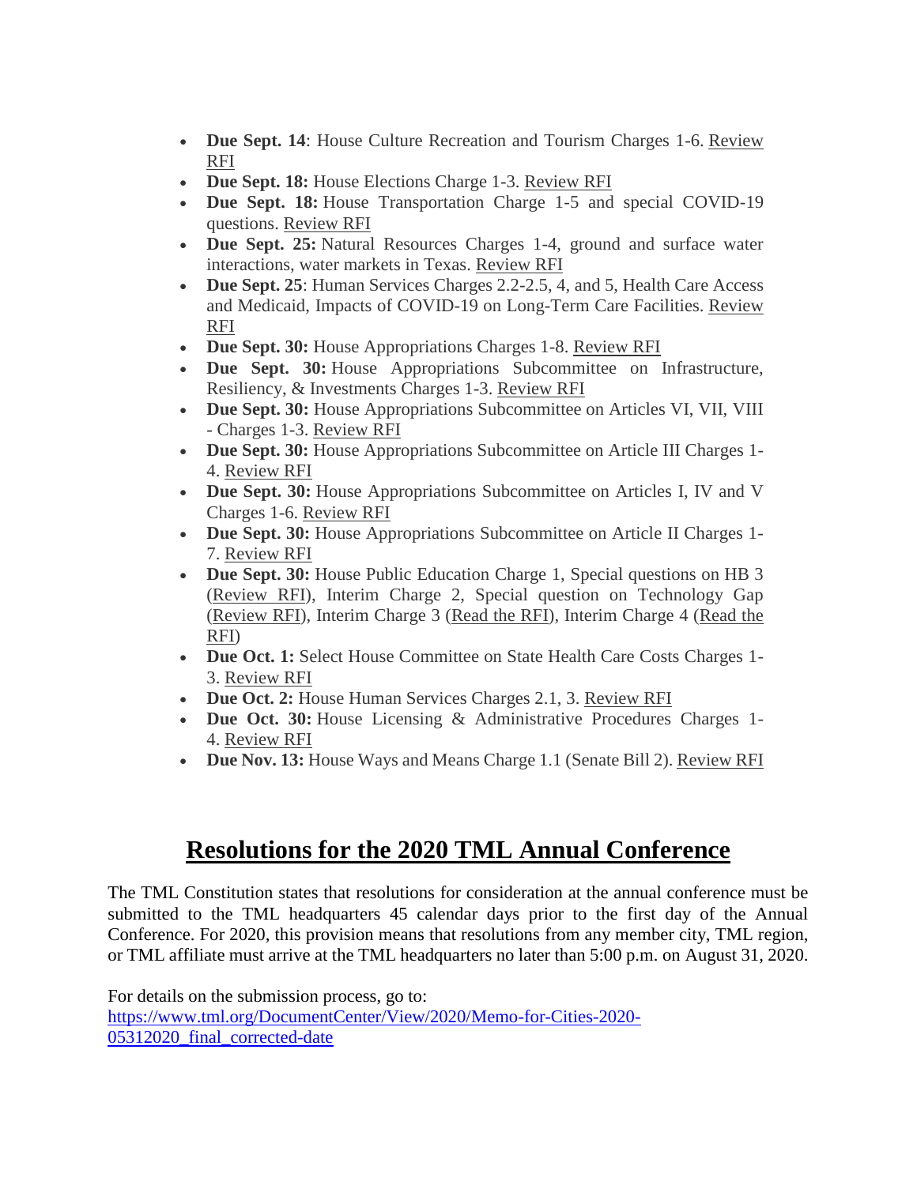- **Due Sept. 14**: House Culture Recreation and Tourism Charges 1-6. Review RFI
- **Due Sept. 18:** House Elections Charge 1-3. Review RFI
- **Due Sept. 18:** House Transportation Charge 1-5 and special COVID-19 questions. Review RFI
- **Due Sept. 25:** Natural Resources Charges 1-4, ground and surface water interactions, water markets in Texas. Review RFI
- **Due Sept. 25**: Human Services Charges 2.2-2.5, 4, and 5, Health Care Access and Medicaid, Impacts of COVID-19 on Long-Term Care Facilities. Review RFI
- **Due Sept. 30:** House Appropriations Charges 1-8. Review RFI
- **Due Sept. 30:** House Appropriations Subcommittee on Infrastructure, Resiliency, & Investments Charges 1-3. Review RFI
- **Due Sept. 30:** House Appropriations Subcommittee on Articles VI, VII, VIII - Charges 1-3. Review RFI
- **Due Sept. 30:** House Appropriations Subcommittee on Article III Charges 1-4. Review RFI
- **Due Sept. 30:** House Appropriations Subcommittee on Articles I, IV and V Charges 1-6. Review RFI
- **Due Sept. 30:** House Appropriations Subcommittee on Article II Charges 1-7. Review RFI
- **Due Sept. 30:** House Public Education Charge 1, Special questions on HB 3 (Review RFI), Interim Charge 2, Special question on Technology Gap (Review RFI), Interim Charge 3 (Read the RFI), Interim Charge 4 (Read the RFI)
- **Due Oct. 1:** Select House Committee on State Health Care Costs Charges 1-3. Review RFI
- **Due Oct. 2:** House Human Services Charges 2.1, 3. Review RFI
- **Due Oct. 30:** House Licensing & Administrative Procedures Charges 1-4. Review RFI
- **Due Nov. 13:** House Ways and Means Charge 1.1 (Senate Bill 2). Review RFI

# Resolutions for the 2020 TML Annual Conference

The TML Constitution states that resolutions for consideration at the annual conference must be submitted to the TML headquarters 45 calendar days prior to the first day of the Annual Conference. For 2020, this provision means that resolutions from any member city, TML region, or TML affiliate must arrive at the TML headquarters no later than 5:00 p.m. on August 31, 2020.

For details on the submission process, go to:
https://www.tml.org/DocumentCenter/View/2020/Memo-for-Cities-2020-05312020_final_corrected-date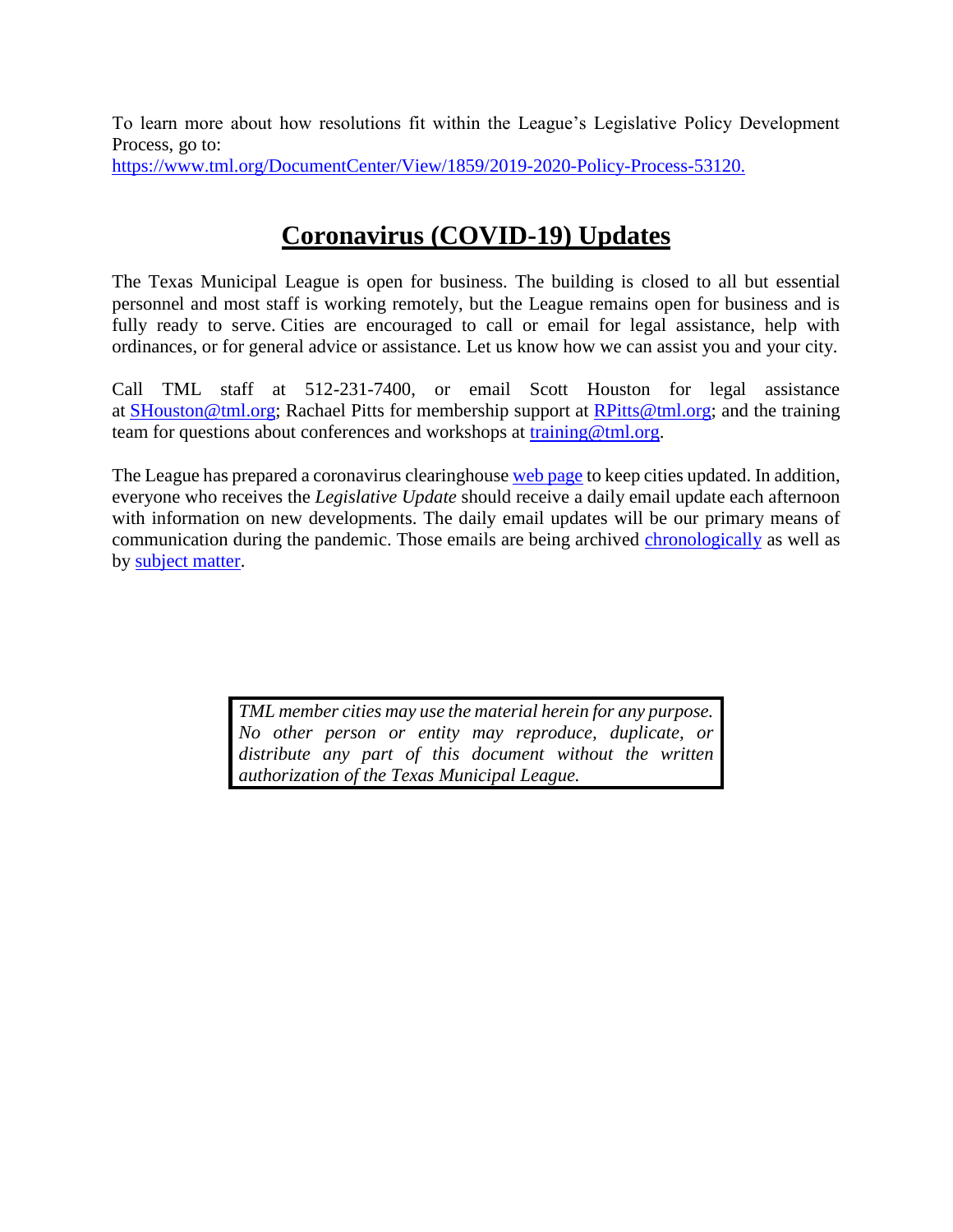To learn more about how resolutions fit within the League's Legislative Policy Development Process, go to: https://www.tml.org/DocumentCenter/View/1859/2019-2020-Policy-Process-53120.

## **Coronavirus (COVID-19) Updates**

The Texas Municipal League is open for business. The building is closed to all but essential personnel and most staff is working remotely, but the League remains open for business and is fully ready to serve. Cities are encouraged to call or email for legal assistance, help with ordinances, or for general advice or assistance. Let us know how we can assist you and your city.

Call TML staff at 512-231-7400, or email Scott Houston for legal assistance at SHouston@tml.org; Rachael Pitts for membership support at RPitts@tml.org; and the training team for questions about conferences and workshops at training@tml.org.

The League has prepared a coronavirus clearinghouse web page to keep cities updated. In addition, everyone who receives the *Legislative Update* should receive a daily email update each afternoon with information on new developments. The daily email updates will be our primary means of communication during the pandemic. Those emails are being archived chronologically as well as by subject matter.

*TML member cities may use the material herein for any purpose. No other person or entity may reproduce, duplicate, or distribute any part of this document without the written authorization of the Texas Municipal League.*